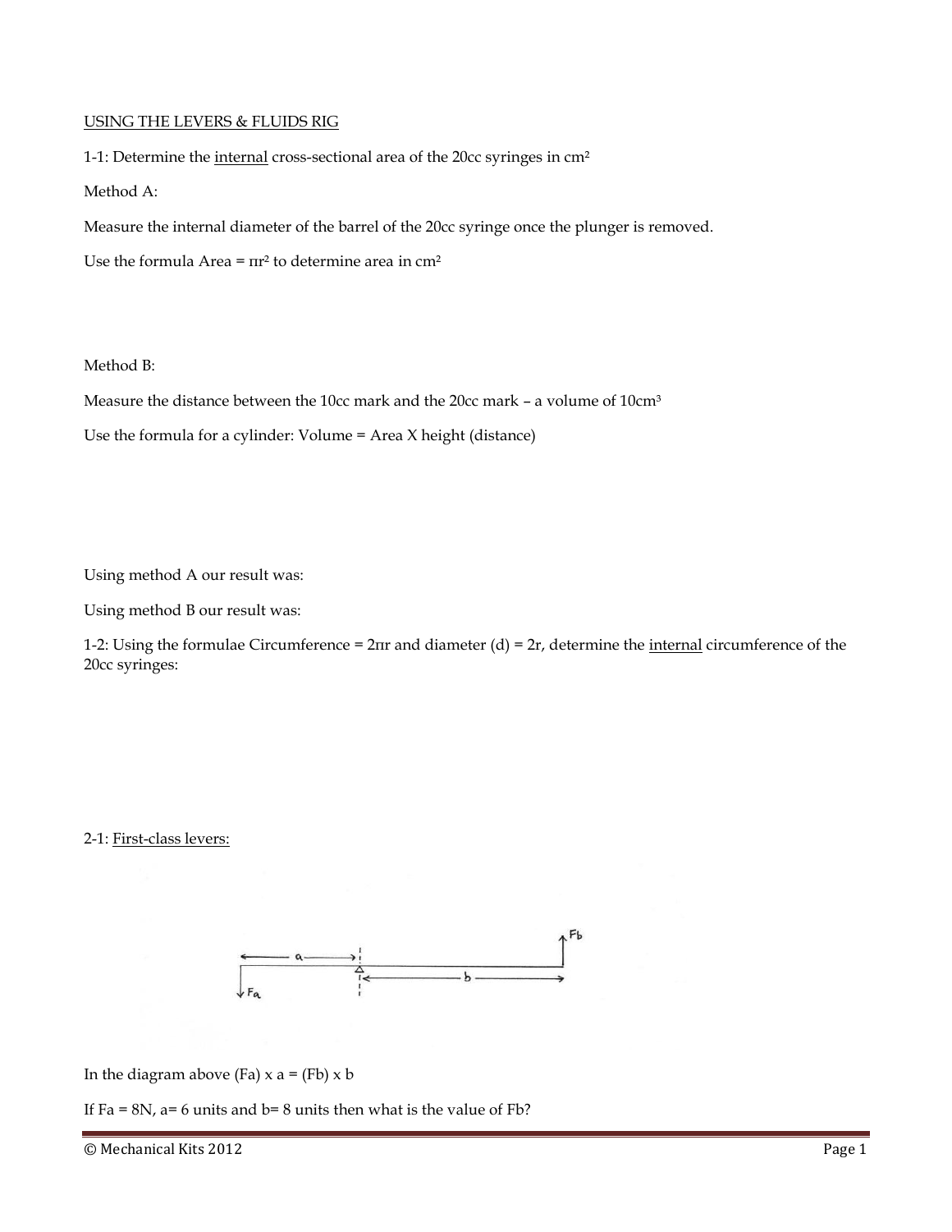USING THE LEVERS & FLUIDS RIG

1-1: Determine the internal cross-sectional area of the 20cc syringes in $cm^2$

Method A:

Measure the internal diameter of the barrel of the 20cc syringe once the plunger is removed.

Use the formula Area = $\pi r^2$ to determine area in $cm^2$

Method B:

Measure the distance between the 10cc mark and the 20cc mark – a volume of $10cm^3$

Use the formula for a cylinder: Volume = Area X height (distance)

Using method A our result was:

Using method B our result was:

1-2: Using the formulae Circumference = $2\pi r$ and diameter (d) = 2r, determine the internal circumference of the 20cc syringes:

2-1: First-class levers:

In the diagram above (Fa) x a = (Fb) x b

If Fa = 8N, a= 6 units and b= 8 units then what is the value of Fb?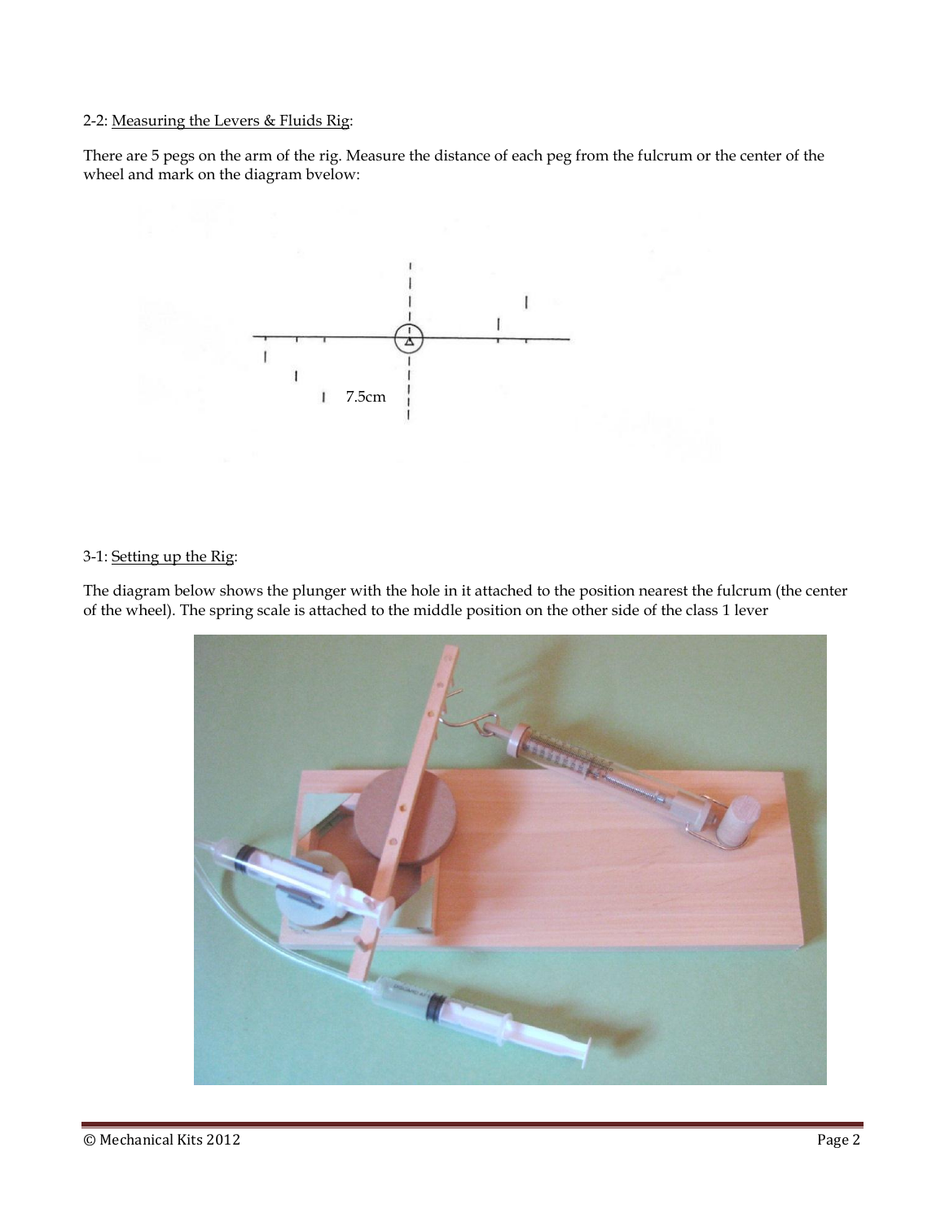2-2: Measuring the Levers & Fluids Rig:

There are 5 pegs on the arm of the rig. Measure the distance of each peg from the fulcrum or the center of the wheel and mark on the diagram bvelow:

7.5cm

3-1: Setting up the Rig:

The diagram below shows the plunger with the hole in it attached to the position nearest the fulcrum (the center of the wheel). The spring scale is attached to the middle position on the other side of the class 1 lever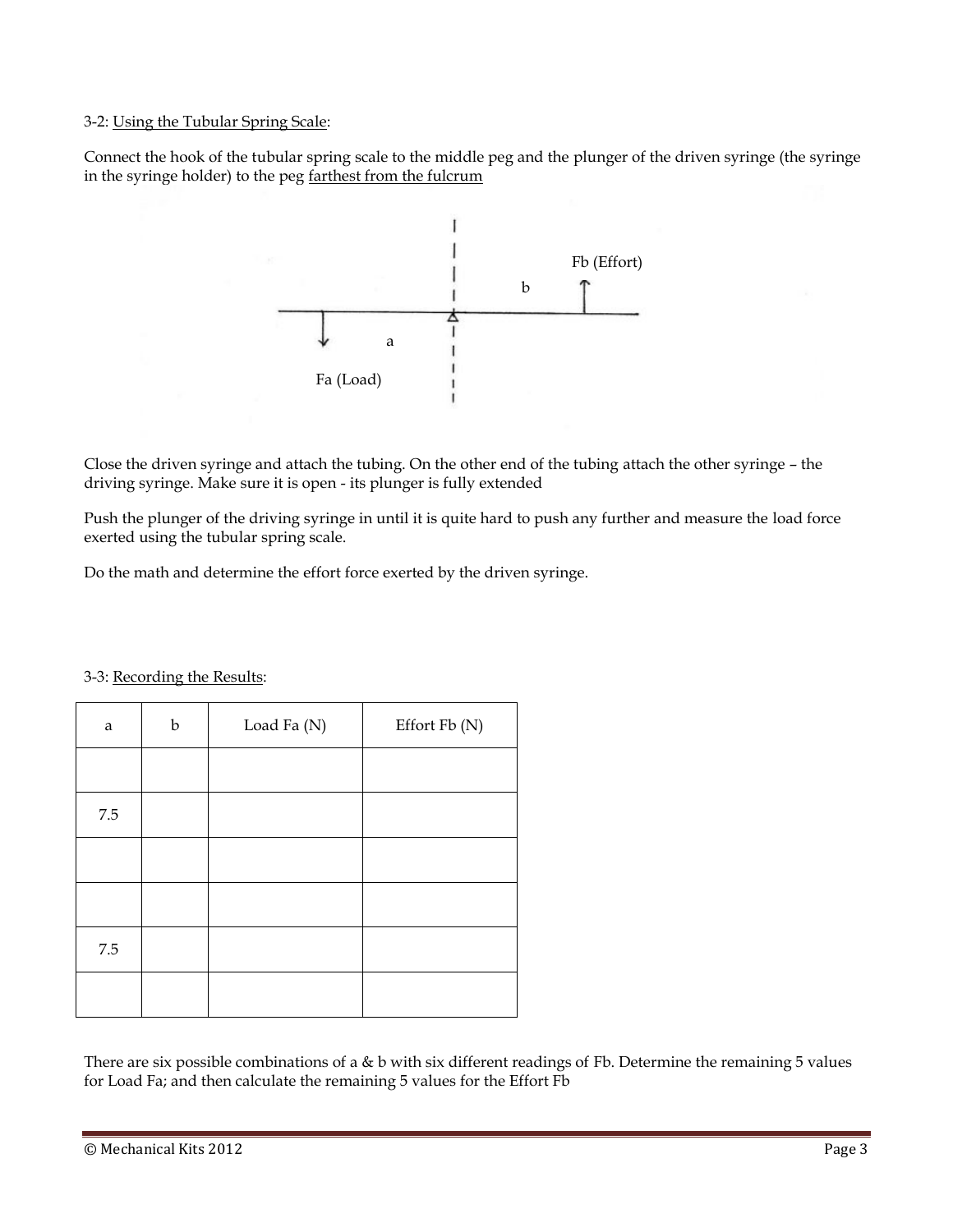3-2: Using the Tubular Spring Scale:

Connect the hook of the tubular spring scale to the middle peg and the plunger of the driven syringe (the syringe in the syringe holder) to the peg farthest from the fulcrum

Fb (Effort)

b

a

Fa (Load)

Close the driven syringe and attach the tubing. On the other end of the tubing attach the other syringe – the driving syringe. Make sure it is open - its plunger is fully extended

Push the plunger of the driving syringe in until it is quite hard to push any further and measure the load force exerted using the tubular spring scale.

Do the math and determine the effort force exerted by the driven syringe.

3-3: Recording the Results:

| a | b | Load Fa (N) | Effort Fb (N) |
|---|---|---|---|
| | | | |
| 7.5 | | | |
| | | | |
| | | | |
| 7.5 | | | |
| | | | |

There are six possible combinations of a & b with six different readings of Fb. Determine the remaining 5 values for Load Fa; and then calculate the remaining 5 values for the Effort Fb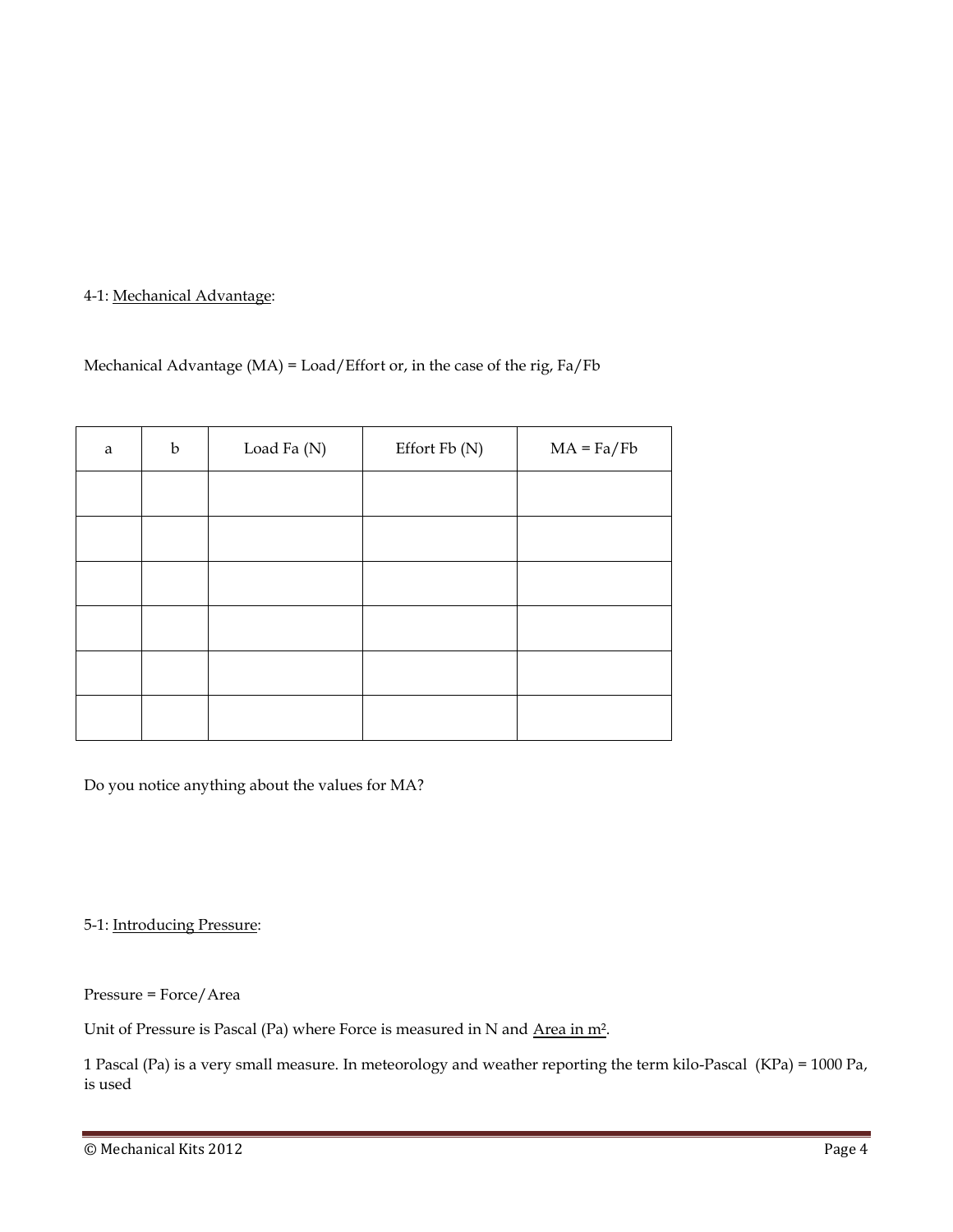4-1: <u>Mechanical Advantage</u>:

Mechanical Advantage (MA) = Load/Effort or, in the case of the rig, Fa/Fb

| a | b | Load Fa (N) | Effort Fb (N) | MA = Fa/Fb |
|---|---|---|---|---|
| | | | | |
| | | | | |
| | | | | |
| | | | | |
| | | | | |
| | | | | |

Do you notice anything about the values for MA?

5-1: <u>Introducing Pressure</u>:

Pressure = Force/Area

Unit of Pressure is Pascal (Pa) where Force is measured in N and <u>Area in $m^2$</u>.

1 Pascal (Pa) is a very small measure. In meteorology and weather reporting the term kilo-Pascal (KPa) = 1000 Pa, is used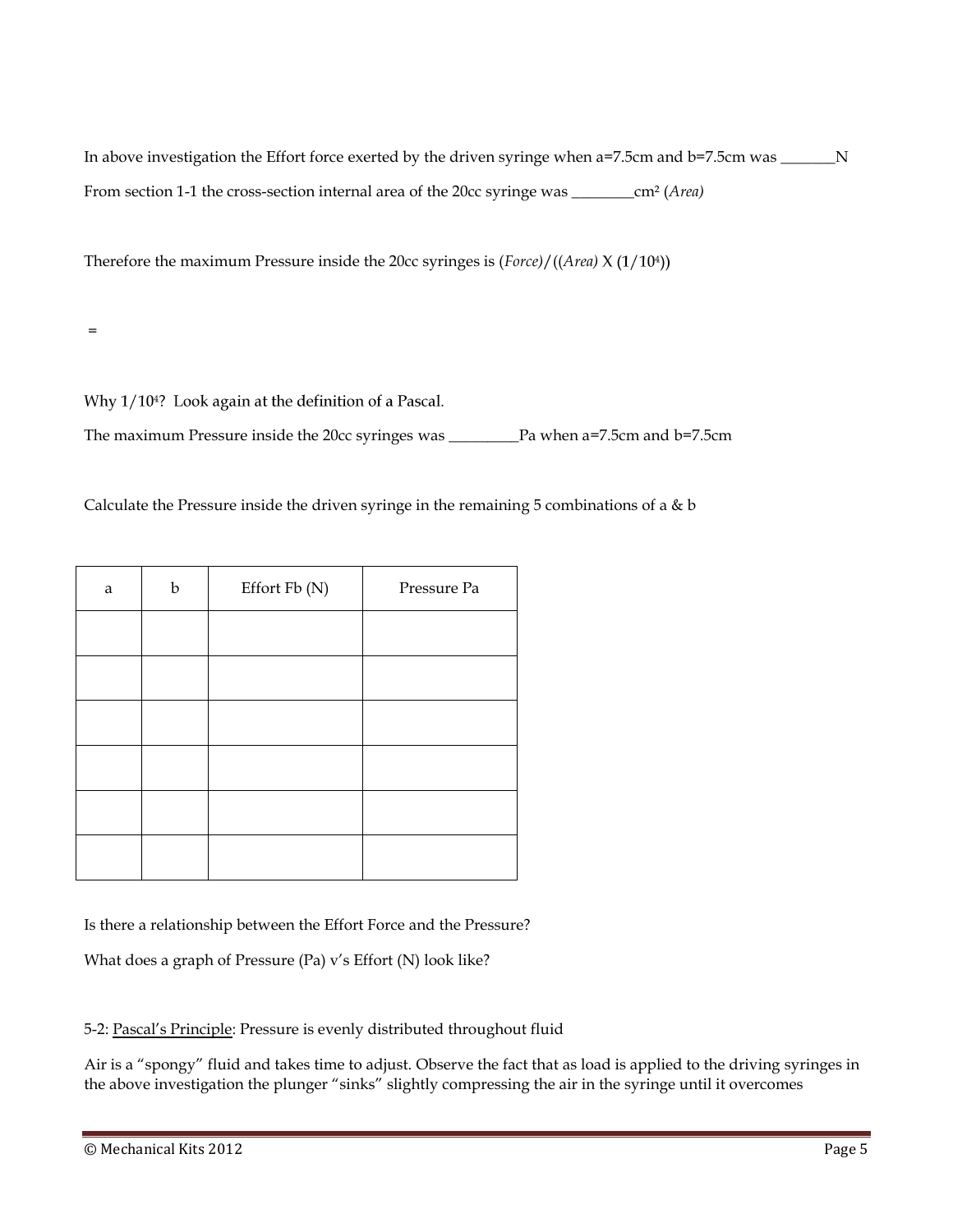In above investigation the Effort force exerted by the driven syringe when a=7.5cm and b=7.5cm was _______N

From section 1-1 the cross-section internal area of the 20cc syringe was ________cm$^2$ (*Area)*

Therefore the maximum Pressure inside the 20cc syringes is (*Force)*/((*Area)* X ($1/10^4$))

=

Why $1/10^4$? Look again at the definition of a Pascal.

The maximum Pressure inside the 20cc syringes was _________Pa when a=7.5cm and b=7.5cm

Calculate the Pressure inside the driven syringe in the remaining 5 combinations of a & b

| a | b | Effort Fb (N) | Pressure Pa |
|---|---|---|---|
| | | | |
| | | | |
| | | | |
| | | | |
| | | | |
| | | | |

Is there a relationship between the Effort Force and the Pressure?

What does a graph of Pressure (Pa) v's Effort (N) look like?

5-2: <u>Pascal's Principle</u>: Pressure is evenly distributed throughout fluid

Air is a "spongy" fluid and takes time to adjust. Observe the fact that as load is applied to the driving syringes in the above investigation the plunger "sinks" slightly compressing the air in the syringe until it overcomes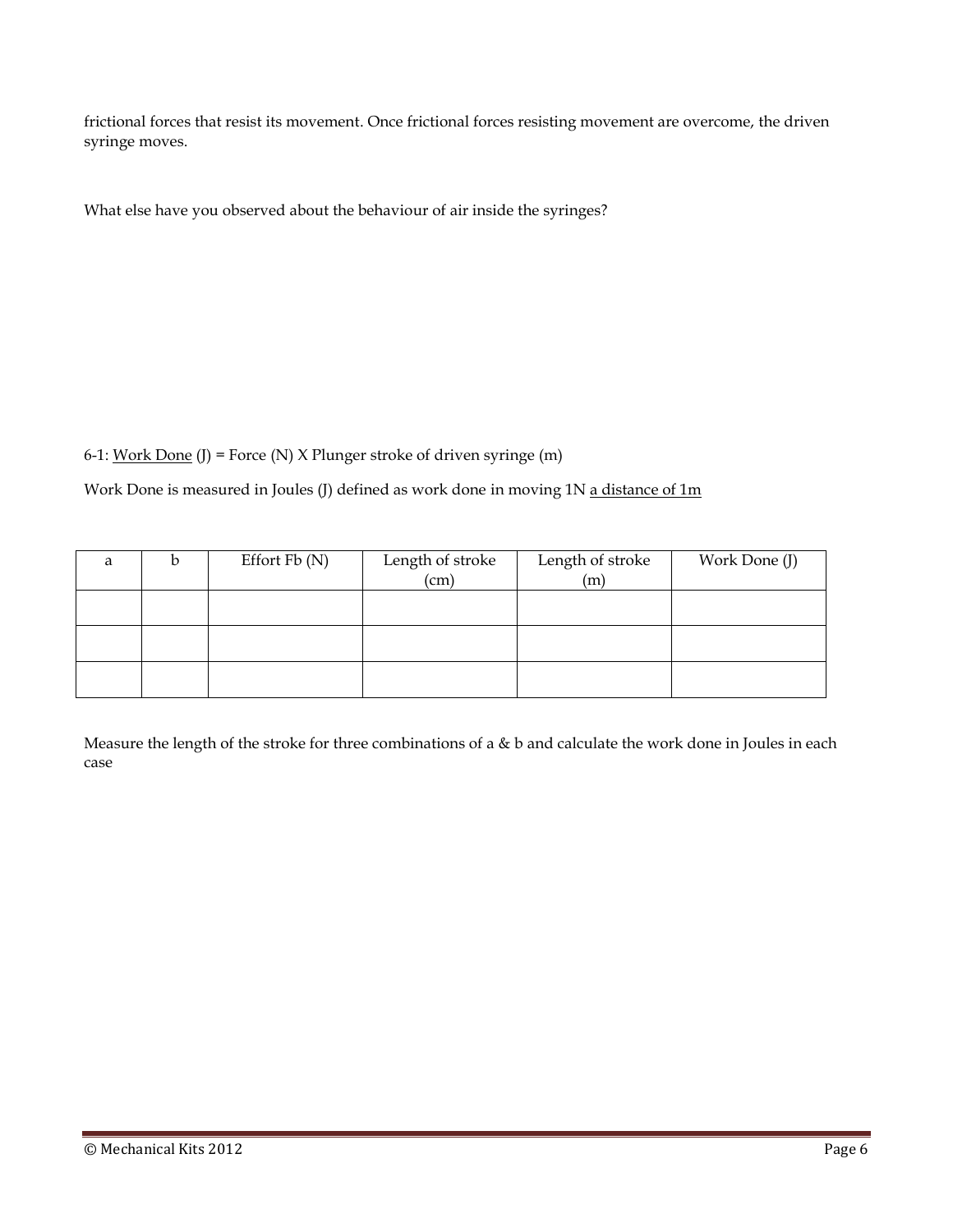frictional forces that resist its movement. Once frictional forces resisting movement are overcome, the driven syringe moves.

What else have you observed about the behaviour of air inside the syringes?

6-1: <u>Work Done</u> (J) = Force (N) X Plunger stroke of driven syringe (m)

Work Done is measured in Joules (J) defined as work done in moving 1N <u>a distance of 1m</u>

| a | b | Effort Fb (N) | Length of stroke (cm) | Length of stroke (m) | Work Done (J) |
|---|---|---|---|---|---|
| | | | | | |
| | | | | | |
| | | | | | |

Measure the length of the stroke for three combinations of a & b and calculate the work done in Joules in each case